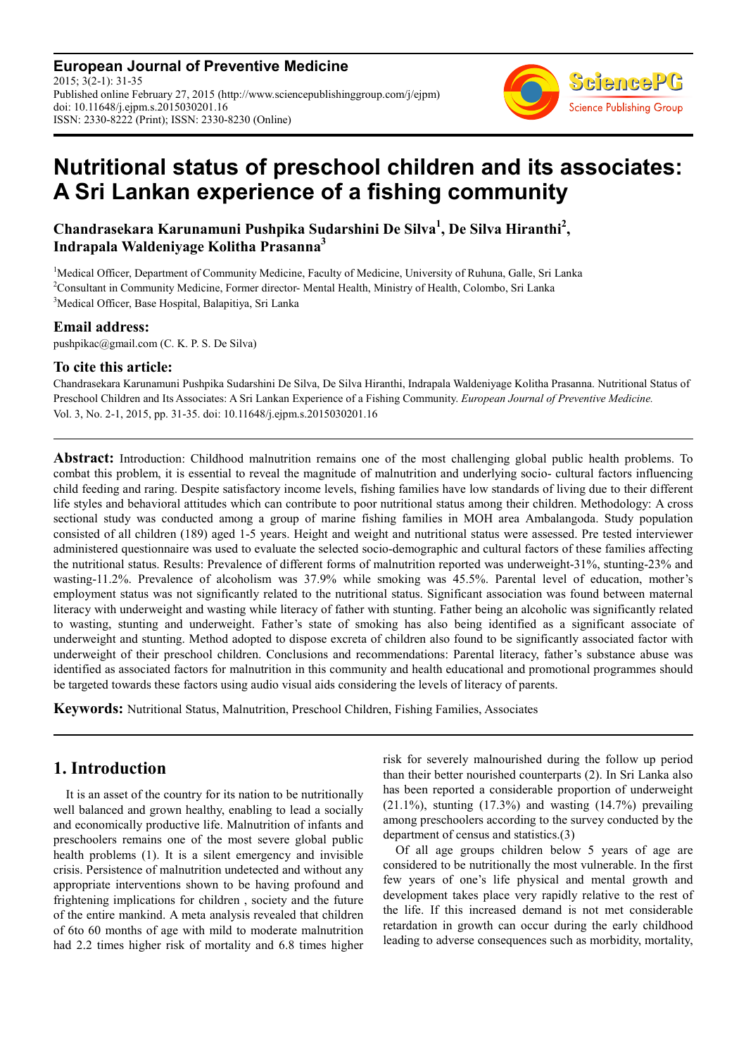**European Journal of Preventive Medicine**
2015; 3(2-1): 31-35
Published online February 27, 2015 (http://www.sciencepublishinggroup.com/j/ejpm)
doi: 10.11648/j.ejpm.s.2015030201.16
ISSN: 2330-8222 (Print); ISSN: 2330-8230 (Online)

# Nutritional status of preschool children and its associates: A Sri Lankan experience of a fishing community

**Chandrasekara Karunamuni Pushpika Sudarshini De Silva[1], De Silva Hiranthi[2], Indrapala Waldeniyage Kolitha Prasanna[3]**

[1]Medical Officer, Department of Community Medicine, Faculty of Medicine, University of Ruhuna, Galle, Sri Lanka
[2]Consultant in Community Medicine, Former director- Mental Health, Ministry of Health, Colombo, Sri Lanka
[3]Medical Officer, Base Hospital, Balapitiya, Sri Lanka

### Email address:

pushpikac@gmail.com (C. K. P. S. De Silva)

### To cite this article:

Chandrasekara Karunamuni Pushpika Sudarshini De Silva, De Silva Hiranthi, Indrapala Waldeniyage Kolitha Prasanna. Nutritional Status of Preschool Children and Its Associates: A Sri Lankan Experience of a Fishing Community. *European Journal of Preventive Medicine.* Vol. 3, No. 2-1, 2015, pp. 31-35. doi: 10.11648/j.ejpm.s.2015030201.16

**Abstract:** Introduction: Childhood malnutrition remains one of the most challenging global public health problems. To combat this problem, it is essential to reveal the magnitude of malnutrition and underlying socio- cultural factors influencing child feeding and raring. Despite satisfactory income levels, fishing families have low standards of living due to their different life styles and behavioral attitudes which can contribute to poor nutritional status among their children. Methodology: A cross sectional study was conducted among a group of marine fishing families in MOH area Ambalangoda. Study population consisted of all children (189) aged 1-5 years. Height and weight and nutritional status were assessed. Pre tested interviewer administered questionnaire was used to evaluate the selected socio-demographic and cultural factors of these families affecting the nutritional status. Results: Prevalence of different forms of malnutrition reported was underweight-31%, stunting-23% and wasting-11.2%. Prevalence of alcoholism was 37.9% while smoking was 45.5%. Parental level of education, mother's employment status was not significantly related to the nutritional status. Significant association was found between maternal literacy with underweight and wasting while literacy of father with stunting. Father being an alcoholic was significantly related to wasting, stunting and underweight. Father's state of smoking has also being identified as a significant associate of underweight and stunting. Method adopted to dispose excreta of children also found to be significantly associated factor with underweight of their preschool children. Conclusions and recommendations: Parental literacy, father's substance abuse was identified as associated factors for malnutrition in this community and health educational and promotional programmes should be targeted towards these factors using audio visual aids considering the levels of literacy of parents.

**Keywords:** Nutritional Status, Malnutrition, Preschool Children, Fishing Families, Associates

## 1. Introduction

It is an asset of the country for its nation to be nutritionally well balanced and grown healthy, enabling to lead a socially and economically productive life. Malnutrition of infants and preschoolers remains one of the most severe global public health problems (1). It is a silent emergency and invisible crisis. Persistence of malnutrition undetected and without any appropriate interventions shown to be having profound and frightening implications for children , society and the future of the entire mankind. A meta analysis revealed that children of 6to 60 months of age with mild to moderate malnutrition had 2.2 times higher risk of mortality and 6.8 times higher risk for severely malnourished during the follow up period than their better nourished counterparts (2). In Sri Lanka also has been reported a considerable proportion of underweight (21.1%), stunting (17.3%) and wasting (14.7%) prevailing among preschoolers according to the survey conducted by the department of census and statistics.(3)

Of all age groups children below 5 years of age are considered to be nutritionally the most vulnerable. In the first few years of one's life physical and mental growth and development takes place very rapidly relative to the rest of the life. If this increased demand is not met considerable retardation in growth can occur during the early childhood leading to adverse consequences such as morbidity, mortality,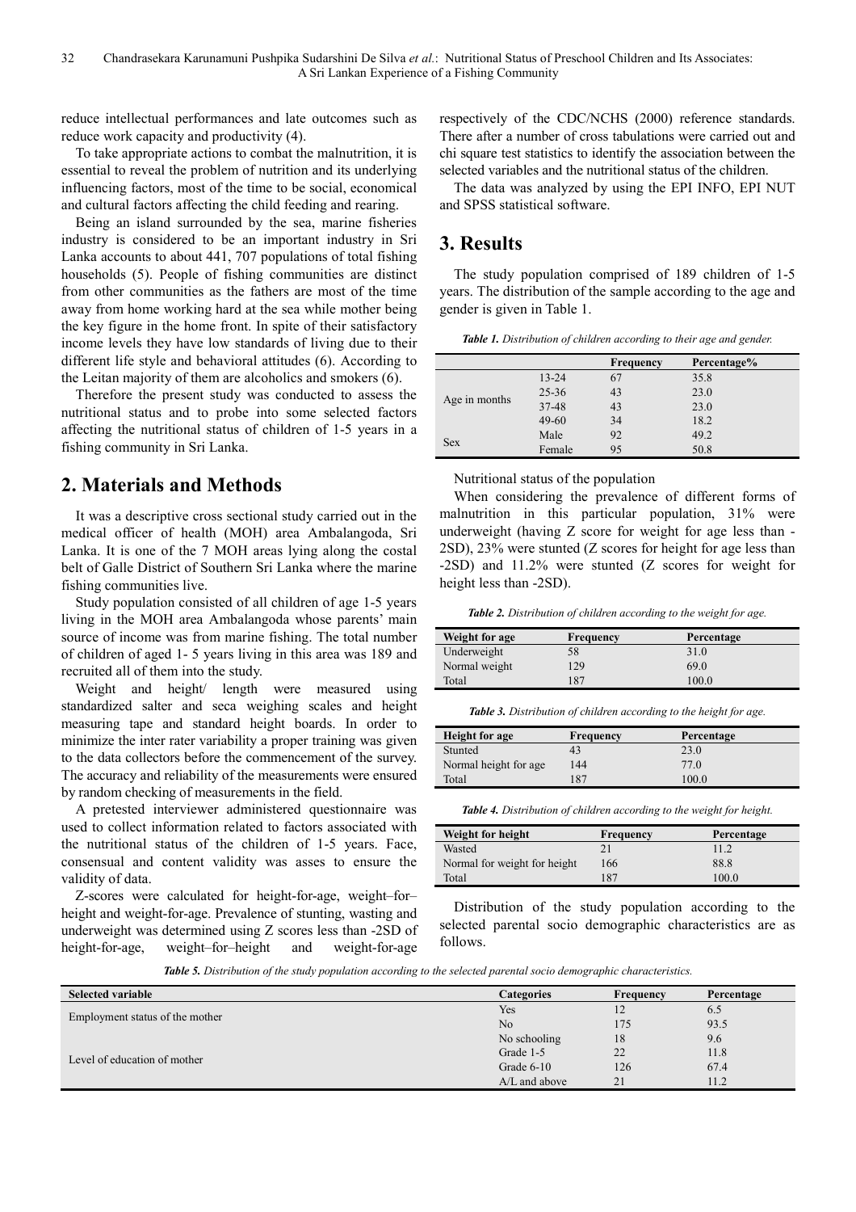reduce intellectual performances and late outcomes such as reduce work capacity and productivity (4).

To take appropriate actions to combat the malnutrition, it is essential to reveal the problem of nutrition and its underlying influencing factors, most of the time to be social, economical and cultural factors affecting the child feeding and rearing.

Being an island surrounded by the sea, marine fisheries industry is considered to be an important industry in Sri Lanka accounts to about 441, 707 populations of total fishing households (5). People of fishing communities are distinct from other communities as the fathers are most of the time away from home working hard at the sea while mother being the key figure in the home front. In spite of their satisfactory income levels they have low standards of living due to their different life style and behavioral attitudes (6). According to the Leitan majority of them are alcoholics and smokers (6).

Therefore the present study was conducted to assess the nutritional status and to probe into some selected factors affecting the nutritional status of children of 1-5 years in a fishing community in Sri Lanka.

## 2. Materials and Methods

It was a descriptive cross sectional study carried out in the medical officer of health (MOH) area Ambalangoda, Sri Lanka. It is one of the 7 MOH areas lying along the costal belt of Galle District of Southern Sri Lanka where the marine fishing communities live.

Study population consisted of all children of age 1-5 years living in the MOH area Ambalangoda whose parents' main source of income was from marine fishing. The total number of children of aged 1- 5 years living in this area was 189 and recruited all of them into the study.

Weight and height/ length were measured using standardized salter and seca weighing scales and height measuring tape and standard height boards. In order to minimize the inter rater variability a proper training was given to the data collectors before the commencement of the survey. The accuracy and reliability of the measurements were ensured by random checking of measurements in the field.

A pretested interviewer administered questionnaire was used to collect information related to factors associated with the nutritional status of the children of 1-5 years. Face, consensual and content validity was asses to ensure the validity of data.

Z-scores were calculated for height-for-age, weight–for–height and weight-for-age. Prevalence of stunting, wasting and underweight was determined using Z scores less than -2SD of height-for-age, weight–for–height and weight-for-age respectively of the CDC/NCHS (2000) reference standards. There after a number of cross tabulations were carried out and chi square test statistics to identify the association between the selected variables and the nutritional status of the children.

The data was analyzed by using the EPI INFO, EPI NUT and SPSS statistical software.

## 3. Results

The study population comprised of 189 children of 1-5 years. The distribution of the sample according to the age and gender is given in Table 1.

***Table 1.*** *Distribution of children according to their age and gender.*

| | | Frequency | Percentage% |
|---|---|---|---|
| Age in months | 13-24 | 67 | 35.8 |
| | 25-36 | 43 | 23.0 |
| | 37-48 | 43 | 23.0 |
| | 49-60 | 34 | 18.2 |
| Sex | Male | 92 | 49.2 |
| | Female | 95 | 50.8 |

Nutritional status of the population

When considering the prevalence of different forms of malnutrition in this particular population, 31% were underweight (having Z score for weight for age less than -2SD), 23% were stunted (Z scores for height for age less than -2SD) and 11.2% were stunted (Z scores for weight for height less than -2SD).

***Table 2.*** *Distribution of children according to the weight for age.*

| Weight for age | Frequency | Percentage |
|---|---|---|
| Underweight | 58 | 31.0 |
| Normal weight | 129 | 69.0 |
| Total | 187 | 100.0 |

***Table 3.*** *Distribution of children according to the height for age.*

| Height for age | Frequency | Percentage |
|---|---|---|
| Stunted | 43 | 23.0 |
| Normal height for age | 144 | 77.0 |
| Total | 187 | 100.0 |

***Table 4.*** *Distribution of children according to the weight for height.*

| Weight for height | Frequency | Percentage |
|---|---|---|
| Wasted | 21 | 11.2 |
| Normal for weight for height | 166 | 88.8 |
| Total | 187 | 100.0 |

Distribution of the study population according to the selected parental socio demographic characteristics are as follows.

***Table 5.*** *Distribution of the study population according to the selected parental socio demographic characteristics.*

| Selected variable | Categories | Frequency | Percentage |
|---|---|---|---|
| Employment status of the mother | Yes | 12 | 6.5 |
| | No | 175 | 93.5 |
| Level of education of mother | No schooling | 18 | 9.6 |
| | Grade 1-5 | 22 | 11.8 |
| | Grade 6-10 | 126 | 67.4 |
| | A/L and above | 21 | 11.2 |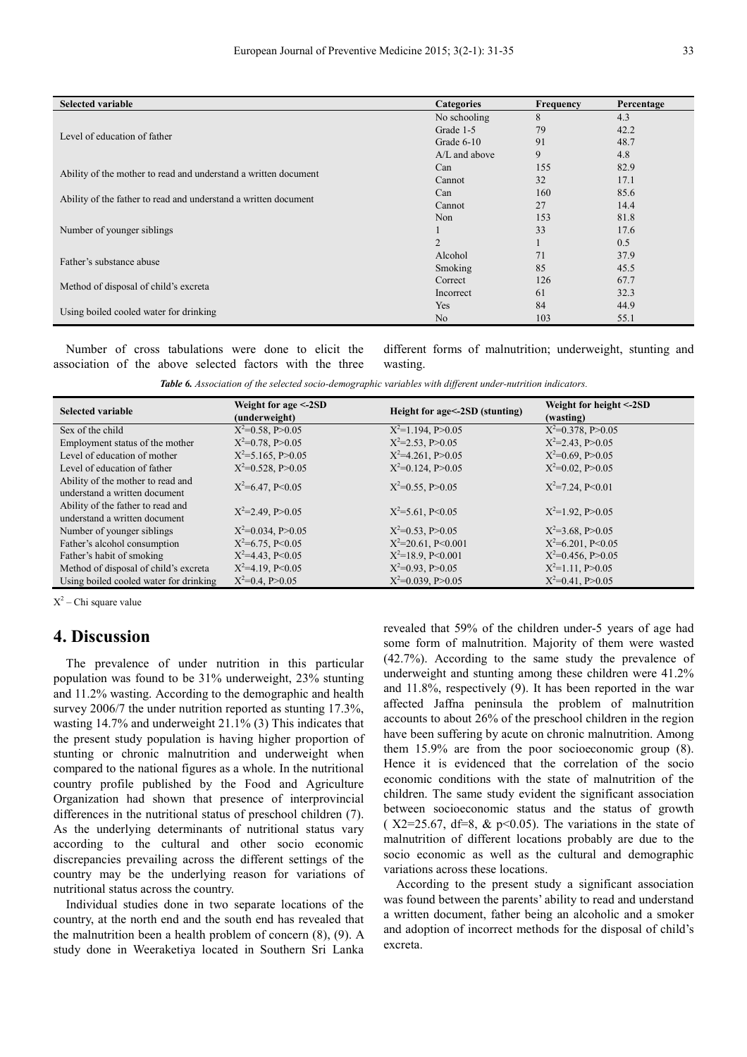| Selected variable | Categories | Frequency | Percentage |
|---|---|---|---|
| Level of education of father | No schooling | 8 | 4.3 |
| | Grade 1-5 | 79 | 42.2 |
| | Grade 6-10 | 91 | 48.7 |
| | A/L and above | 9 | 4.8 |
| Ability of the mother to read and understand a written document | Can | 155 | 82.9 |
| | Cannot | 32 | 17.1 |
| Ability of the father to read and understand a written document | Can | 160 | 85.6 |
| | Cannot | 27 | 14.4 |
| Number of younger siblings | Non | 153 | 81.8 |
| | 1 | 33 | 17.6 |
| | 2 | 1 | 0.5 |
| Father's substance abuse | Alcohol | 71 | 37.9 |
| | Smoking | 85 | 45.5 |
| Method of disposal of child's excreta | Correct | 126 | 67.7 |
| | Incorrect | 61 | 32.3 |
| Using boiled cooled water for drinking | Yes | 84 | 44.9 |
| | No | 103 | 55.1 |

Number of cross tabulations were done to elicit the association of the above selected factors with the three different forms of malnutrition; underweight, stunting and wasting.

***Table 6.*** *Association of the selected socio-demographic variables with different under-nutrition indicators.*

| Selected variable | Weight for age <-2SD (underweight) | Height for age<-2SD (stunting) | Weight for height <-2SD (wasting) |
|---|---|---|---|
| Sex of the child | $X^2$=0.58, P>0.05 | $X^2$=1.194, P>0.05 | $X^2$=0.378, P>0.05 |
| Employment status of the mother | $X^2$=0.78, P>0.05 | $X^2$=2.53, P>0.05 | $X^2$=2.43, P>0.05 |
| Level of education of mother | $X^2$=5.165, P>0.05 | $X^2$=4.261, P>0.05 | $X^2$=0.69, P>0.05 |
| Level of education of father | $X^2$=0.528, P>0.05 | $X^2$=0.124, P>0.05 | $X^2$=0.02, P>0.05 |
| Ability of the mother to read and understand a written document | $X^2$=6.47, P<0.05 | $X^2$=0.55, P>0.05 | $X^2$=7.24, P<0.01 |
| Ability of the father to read and understand a written document | $X^2$=2.49, P>0.05 | $X^2$=5.61, P<0.05 | $X^2$=1.92, P>0.05 |
| Number of younger siblings | $X^2$=0.034, P>0.05 | $X^2$=0.53, P>0.05 | $X^2$=3.68, P>0.05 |
| Father's alcohol consumption | $X^2$=6.75, P<0.05 | $X^2$=20.61, P<0.001 | $X^2$=6.201, P<0.05 |
| Father's habit of smoking | $X^2$=4.43, P<0.05 | $X^2$=18.9, P<0.001 | $X^2$=0.456, P>0.05 |
| Method of disposal of child's excreta | $X^2$=4.19, P<0.05 | $X^2$=0.93, P>0.05 | $X^2$=1.11, P>0.05 |
| Using boiled cooled water for drinking | $X^2$=0.4, P>0.05 | $X^2$=0.039, P>0.05 | $X^2$=0.41, P>0.05 |

$X^2$ – Chi square value

# 4. Discussion

The prevalence of under nutrition in this particular population was found to be 31% underweight, 23% stunting and 11.2% wasting. According to the demographic and health survey 2006/7 the under nutrition reported as stunting 17.3%, wasting 14.7% and underweight 21.1% (3) This indicates that the present study population is having higher proportion of stunting or chronic malnutrition and underweight when compared to the national figures as a whole. In the nutritional country profile published by the Food and Agriculture Organization had shown that presence of interprovincial differences in the nutritional status of preschool children (7). As the underlying determinants of nutritional status vary according to the cultural and other socio economic discrepancies prevailing across the different settings of the country may be the underlying reason for variations of nutritional status across the country.

Individual studies done in two separate locations of the country, at the north end and the south end has revealed that the malnutrition been a health problem of concern (8), (9). A study done in Weeraketiya located in Southern Sri Lanka revealed that 59% of the children under-5 years of age had some form of malnutrition. Majority of them were wasted (42.7%). According to the same study the prevalence of underweight and stunting among these children were 41.2% and 11.8%, respectively (9). It has been reported in the war affected Jaffna peninsula the problem of malnutrition accounts to about 26% of the preschool children in the region have been suffering by acute on chronic malnutrition. Among them 15.9% are from the poor socioeconomic group (8). Hence it is evidenced that the correlation of the socio economic conditions with the state of malnutrition of the children. The same study evident the significant association between socioeconomic status and the status of growth ( $X2$=25.67, df=8, & p<0.05). The variations in the state of malnutrition of different locations probably are due to the socio economic as well as the cultural and demographic variations across these locations.

According to the present study a significant association was found between the parents' ability to read and understand a written document, father being an alcoholic and a smoker and adoption of incorrect methods for the disposal of child's excreta.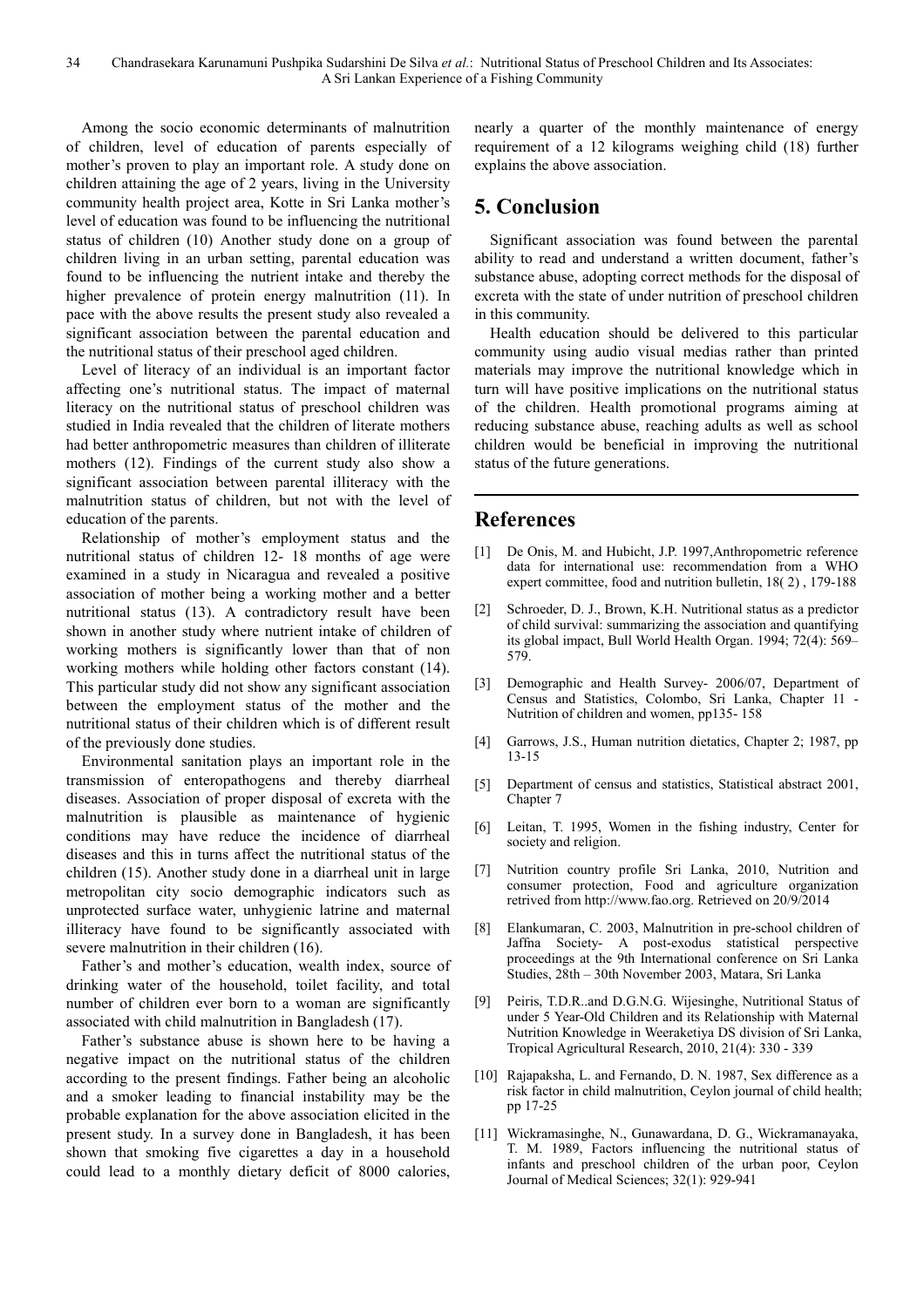Among the socio economic determinants of malnutrition of children, level of education of parents especially of mother's proven to play an important role. A study done on children attaining the age of 2 years, living in the University community health project area, Kotte in Sri Lanka mother's level of education was found to be influencing the nutritional status of children (10) Another study done on a group of children living in an urban setting, parental education was found to be influencing the nutrient intake and thereby the higher prevalence of protein energy malnutrition (11). In pace with the above results the present study also revealed a significant association between the parental education and the nutritional status of their preschool aged children.

Level of literacy of an individual is an important factor affecting one's nutritional status. The impact of maternal literacy on the nutritional status of preschool children was studied in India revealed that the children of literate mothers had better anthropometric measures than children of illiterate mothers (12). Findings of the current study also show a significant association between parental illiteracy with the malnutrition status of children, but not with the level of education of the parents.

Relationship of mother's employment status and the nutritional status of children 12- 18 months of age were examined in a study in Nicaragua and revealed a positive association of mother being a working mother and a better nutritional status (13). A contradictory result have been shown in another study where nutrient intake of children of working mothers is significantly lower than that of non working mothers while holding other factors constant (14). This particular study did not show any significant association between the employment status of the mother and the nutritional status of their children which is of different result of the previously done studies.

Environmental sanitation plays an important role in the transmission of enteropathogens and thereby diarrheal diseases. Association of proper disposal of excreta with the malnutrition is plausible as maintenance of hygienic conditions may have reduce the incidence of diarrheal diseases and this in turns affect the nutritional status of the children (15). Another study done in a diarrheal unit in large metropolitan city socio demographic indicators such as unprotected surface water, unhygienic latrine and maternal illiteracy have found to be significantly associated with severe malnutrition in their children (16).

Father's and mother's education, wealth index, source of drinking water of the household, toilet facility, and total number of children ever born to a woman are significantly associated with child malnutrition in Bangladesh (17).

Father's substance abuse is shown here to be having a negative impact on the nutritional status of the children according to the present findings. Father being an alcoholic and a smoker leading to financial instability may be the probable explanation for the above association elicited in the present study. In a survey done in Bangladesh, it has been shown that smoking five cigarettes a day in a household could lead to a monthly dietary deficit of 8000 calories, nearly a quarter of the monthly maintenance of energy requirement of a 12 kilograms weighing child (18) further explains the above association.

## 5. Conclusion

Significant association was found between the parental ability to read and understand a written document, father's substance abuse, adopting correct methods for the disposal of excreta with the state of under nutrition of preschool children in this community.

Health education should be delivered to this particular community using audio visual medias rather than printed materials may improve the nutritional knowledge which in turn will have positive implications on the nutritional status of the children. Health promotional programs aiming at reducing substance abuse, reaching adults as well as school children would be beneficial in improving the nutritional status of the future generations.

## References

[1] De Onis, M. and Hubicht, J.P. 1997,Anthropometric reference data for international use: recommendation from a WHO expert committee, food and nutrition bulletin, 18( 2) , 179-188

[2] Schroeder, D. J., Brown, K.H. Nutritional status as a predictor of child survival: summarizing the association and quantifying its global impact, Bull World Health Organ. 1994; 72(4): 569–579.

[3] Demographic and Health Survey- 2006/07, Department of Census and Statistics, Colombo, Sri Lanka, Chapter 11 - Nutrition of children and women, pp135- 158

[4] Garrows, J.S., Human nutrition dietatics, Chapter 2; 1987, pp 13-15

[5] Department of census and statistics, Statistical abstract 2001, Chapter 7

[6] Leitan, T. 1995, Women in the fishing industry, Center for society and religion.

[7] Nutrition country profile Sri Lanka, 2010, Nutrition and consumer protection, Food and agriculture organization retrived from http://www.fao.org. Retrieved on 20/9/2014

[8] Elankumaran, C. 2003, Malnutrition in pre-school children of Jaffna Society- A post-exodus statistical perspective proceedings at the 9th International conference on Sri Lanka Studies, 28th – 30th November 2003, Matara, Sri Lanka

[9] Peiris, T.D.R..and D.G.N.G. Wijesinghe, Nutritional Status of under 5 Year-Old Children and its Relationship with Maternal Nutrition Knowledge in Weeraketiya DS division of Sri Lanka, Tropical Agricultural Research, 2010, 21(4): 330 - 339

[10] Rajapaksha, L. and Fernando, D. N. 1987, Sex difference as a risk factor in child malnutrition, Ceylon journal of child health; pp 17-25

[11] Wickramasinghe, N., Gunawardana, D. G., Wickramanayaka, T. M. 1989, Factors influencing the nutritional status of infants and preschool children of the urban poor, Ceylon Journal of Medical Sciences; 32(1): 929-941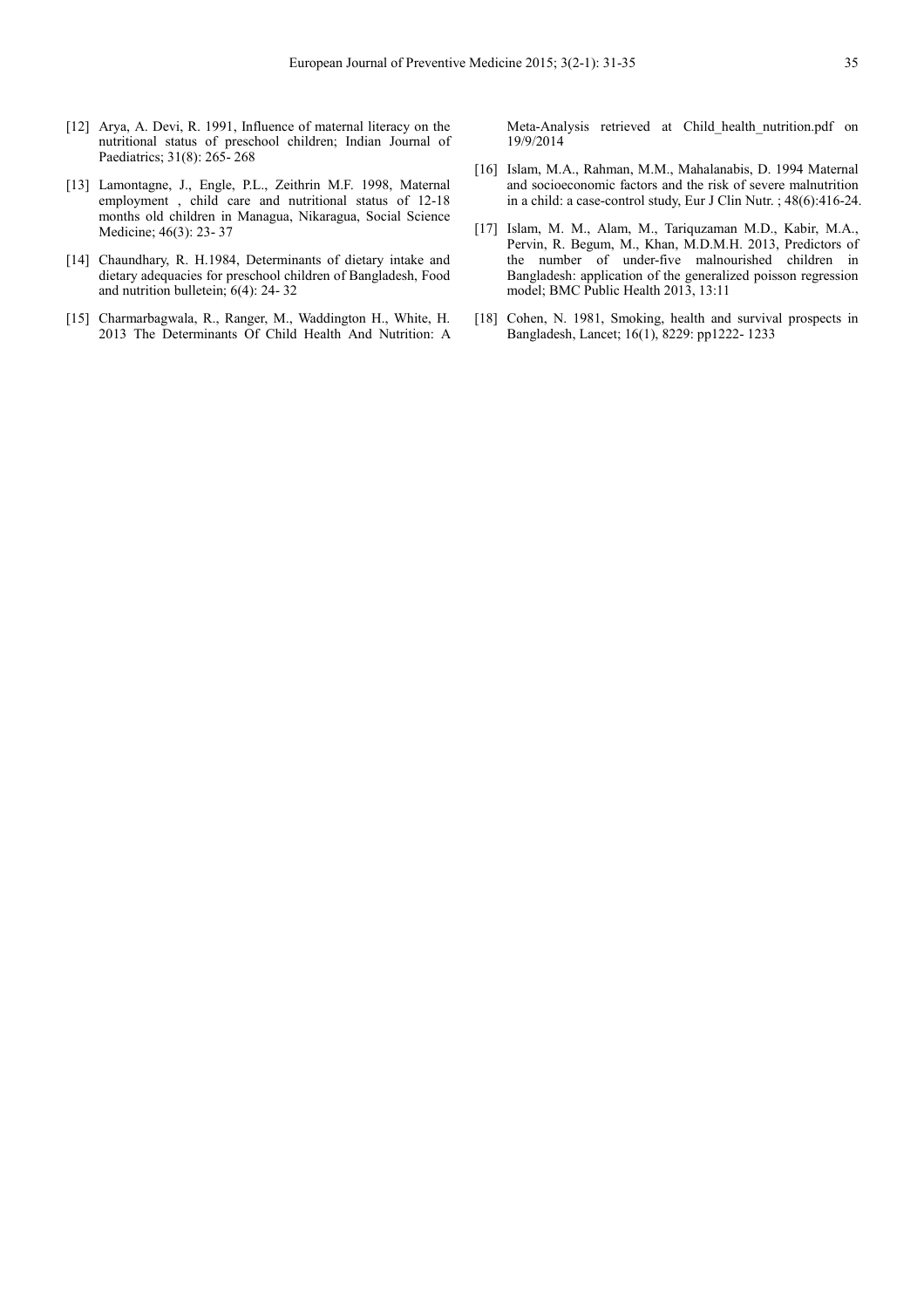[12] Arya, A. Devi, R. 1991, Influence of maternal literacy on the nutritional status of preschool children; Indian Journal of Paediatrics; 31(8): 265- 268

[13] Lamontagne, J., Engle, P.L., Zeithrin M.F. 1998, Maternal employment , child care and nutritional status of 12-18 months old children in Managua, Nikaragua, Social Science Medicine; 46(3): 23- 37

[14] Chaundhary, R. H.1984, Determinants of dietary intake and dietary adequacies for preschool children of Bangladesh, Food and nutrition bulletein; 6(4): 24- 32

[15] Charmarbagwala, R., Ranger, M., Waddington H., White, H. 2013 The Determinants Of Child Health And Nutrition: A Meta-Analysis retrieved at Child_health_nutrition.pdf on 19/9/2014

[16] Islam, M.A., Rahman, M.M., Mahalanabis, D. 1994 Maternal and socioeconomic factors and the risk of severe malnutrition in a child: a case-control study, Eur J Clin Nutr. ; 48(6):416-24.

[17] Islam, M. M., Alam, M., Tariquzaman M.D., Kabir, M.A., Pervin, R. Begum, M., Khan, M.D.M.H. 2013, Predictors of the number of under-five malnourished children in Bangladesh: application of the generalized poisson regression model; BMC Public Health 2013, 13:11

[18] Cohen, N. 1981, Smoking, health and survival prospects in Bangladesh, Lancet; 16(1), 8229: pp1222- 1233